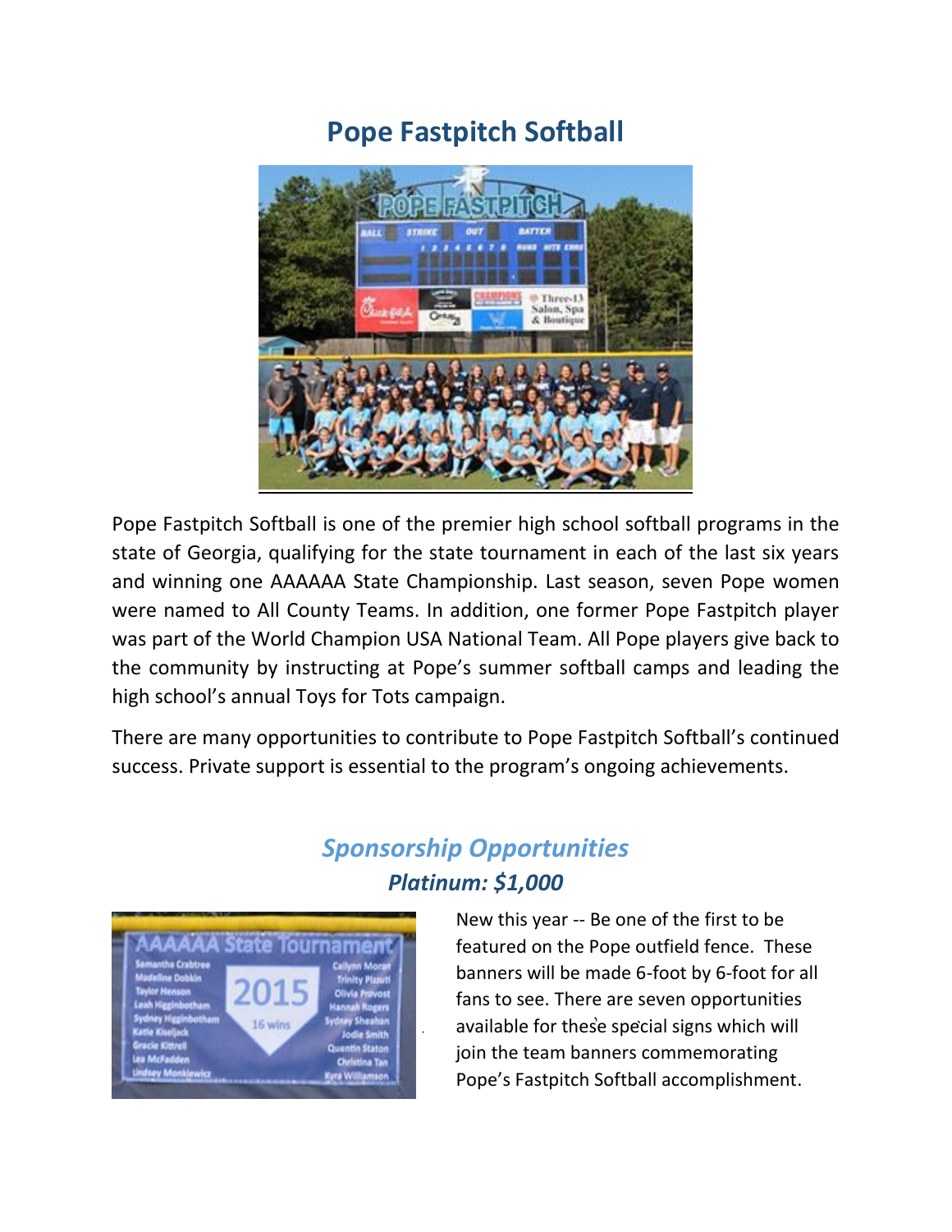# Pope Fastpitch Softball

Pope Fastpitch Softball is one of the premier high school softball programs in the state of Georgia, qualifying for the state tournament in each of the last six years and winning one AAAAAA State Championship. Last season, seven Pope women were named to All County Teams. In addition, one former Pope Fastpitch player was part of the World Champion USA National Team. All Pope players give back to the community by instructing at Pope's summer softball camps and leading the high school's annual Toys for Tots campaign.

There are many opportunities to contribute to Pope Fastpitch Softball's continued success. Private support is essential to the program's ongoing achievements.

## *Sponsorship Opportunities*

### ***Platinum: $1,000***

New this year -- Be one of the first to be featured on the Pope outfield fence. These banners will be made 6-foot by 6-foot for all fans to see. There are seven opportunities available for these special signs which will join the team banners commemorating Pope's Fastpitch Softball accomplishment.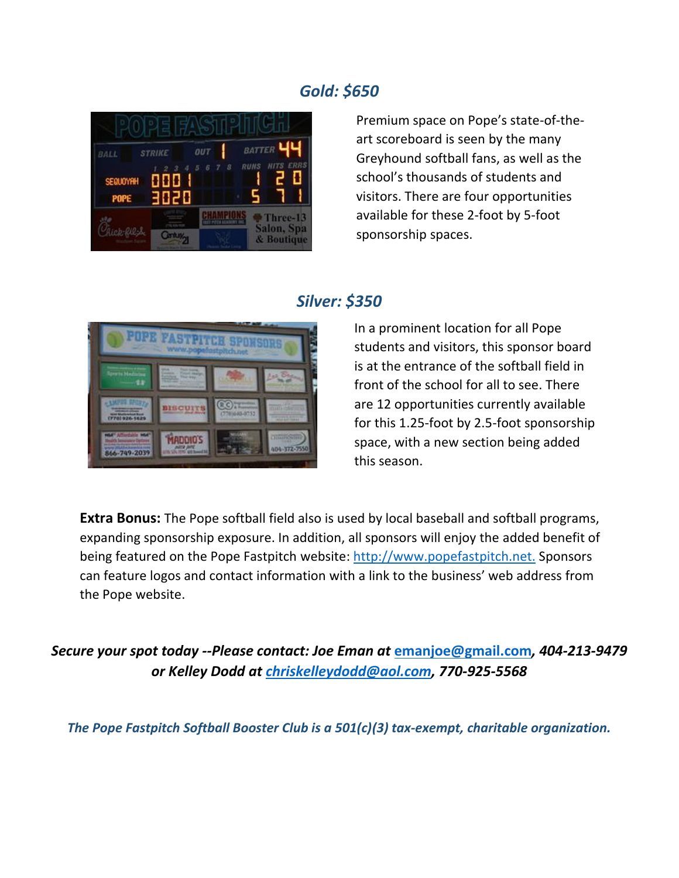## *Gold: $650*

Premium space on Pope's state-of-the-art scoreboard is seen by the many Greyhound softball fans, as well as the school's thousands of students and visitors. There are four opportunities available for these 2-foot by 5-foot sponsorship spaces.

## *Silver: $350*

In a prominent location for all Pope students and visitors, this sponsor board is at the entrance of the softball field in front of the school for all to see. There are 12 opportunities currently available for this 1.25-foot by 2.5-foot sponsorship space, with a new section being added this season.

**Extra Bonus:** The Pope softball field also is used by local baseball and softball programs, expanding sponsorship exposure. In addition, all sponsors will enjoy the added benefit of being featured on the Pope Fastpitch website: http://www.popefastpitch.net. Sponsors can feature logos and contact information with a link to the business' web address from the Pope website.

***Secure your spot today --Please contact: Joe Eman at emanjoe@gmail.com, 404-213-9479 or Kelley Dodd at chriskelleydodd@aol.com, 770-925-5568***

*The Pope Fastpitch Softball Booster Club is a 501(c)(3) tax-exempt, charitable organization.*